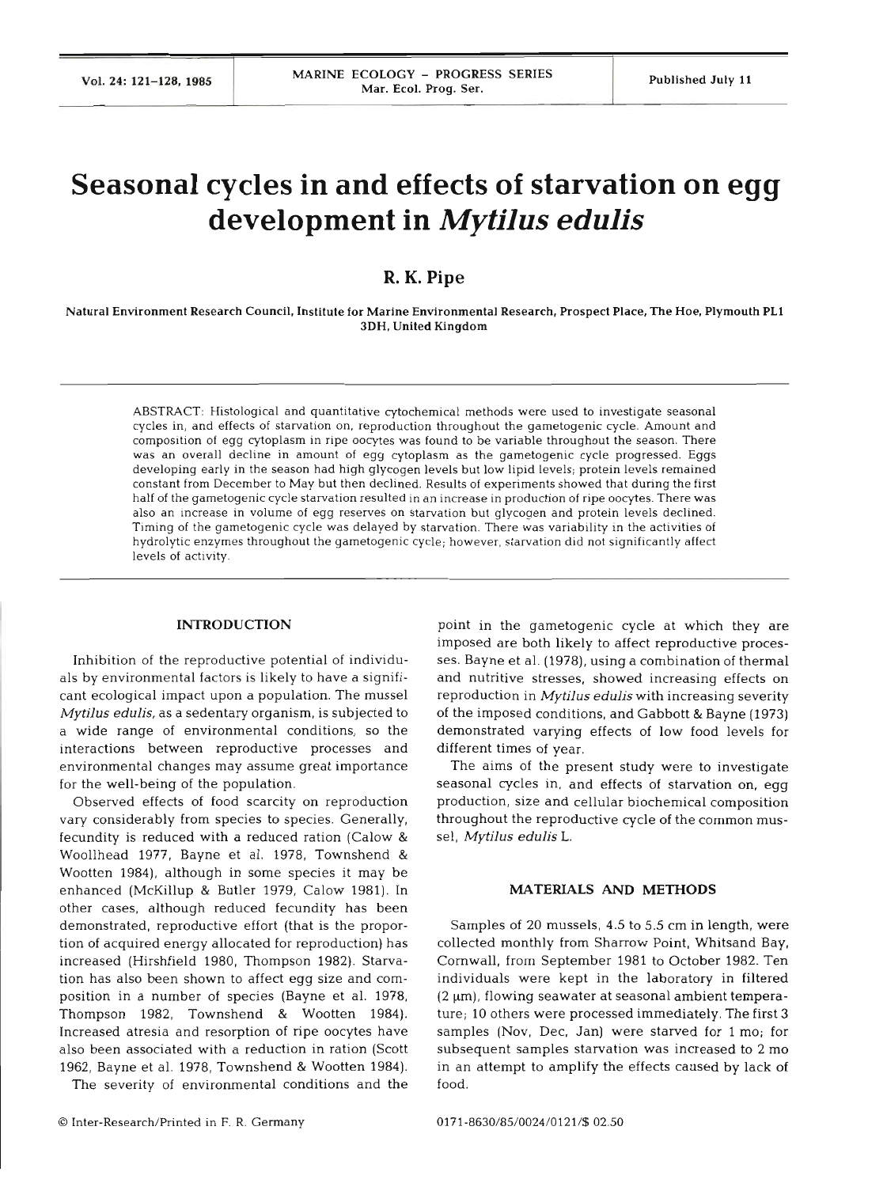# Seasonal cycles in and effects of starvation on egg development in *Mytilus edulis*

**R. K. Pipe**

Natural Environment Research Council, Institute for Marine Environmental Research, Prospect Place, The Hoe, Plymouth PL1 3DH, United Kingdom

ABSTRACT: Histological and quantitative cytochemical methods were used to investigate seasonal cycles in, and effects of starvation on, reproduction throughout the gametogenic cycle. Amount and composition of egg cytoplasm in ripe oocytes was found to be variable throughout the season. There was an overall decline in amount of egg cytoplasm as the gametogenic cycle progressed. Eggs developing early in the season had high glycogen levels but low lipid levels; protein levels remained constant from December to May but then declined. Results of experiments showed that during the first half of the gametogenic cycle starvation resulted in an increase in production of ripe oocytes. There was also an increase in volume of egg reserves on starvation but glycogen and protein levels declined. Timing of the gametogenic cycle was delayed by starvation. There was variability in the activities of hydrolytic enzymes throughout the gametogenic cycle; however, starvation did not significantly affect levels of activity.

## INTRODUCTION

Inhibition of the reproductive potential of individuals by environmental factors is likely to have a significant ecological impact upon a population. The mussel *Mytilus edulis*, as a sedentary organism, is subjected to a wide range of environmental conditions, so the interactions between reproductive processes and environmental changes may assume great importance for the well-being of the population.

Observed effects of food scarcity on reproduction vary considerably from species to species. Generally, fecundity is reduced with a reduced ration (Calow & Woollhead 1977, Bayne et al. 1978, Townshend & Wootten 1984), although in some species it may be enhanced (McKillup & Butler 1979, Calow 1981). In other cases, although reduced fecundity has been demonstrated, reproductive effort (that is the proportion of acquired energy allocated for reproduction) has increased (Hirshfield 1980, Thompson 1982). Starvation has also been shown to affect egg size and composition in a number of species (Bayne et al. 1978, Thompson 1982, Townshend & Wootten 1984). Increased atresia and resorption of ripe oocytes have also been associated with a reduction in ration (Scott 1962, Bayne et al. 1978, Townshend & Wootten 1984).

The severity of environmental conditions and the point in the gametogenic cycle at which they are imposed are both likely to affect reproductive processes. Bayne et al. (1978), using a combination of thermal and nutritive stresses, showed increasing effects on reproduction in *Mytilus edulis* with increasing severity of the imposed conditions, and Gabbott & Bayne (1973) demonstrated varying effects of low food levels for different times of year.

The aims of the present study were to investigate seasonal cycles in, and effects of starvation on, egg production, size and cellular biochemical composition throughout the reproductive cycle of the common mussel, *Mytilus edulis* L.

## MATERIALS AND METHODS

Samples of 20 mussels, 4.5 to 5.5 cm in length, were collected monthly from Sharrow Point, Whitsand Bay, Cornwall, from September 1981 to October 1982. Ten individuals were kept in the laboratory in filtered (2 µm), flowing seawater at seasonal ambient temperature; 10 others were processed immediately. The first 3 samples (Nov, Dec, Jan) were starved for 1 mo; for subsequent samples starvation was increased to 2 mo in an attempt to amplify the effects caused by lack of food.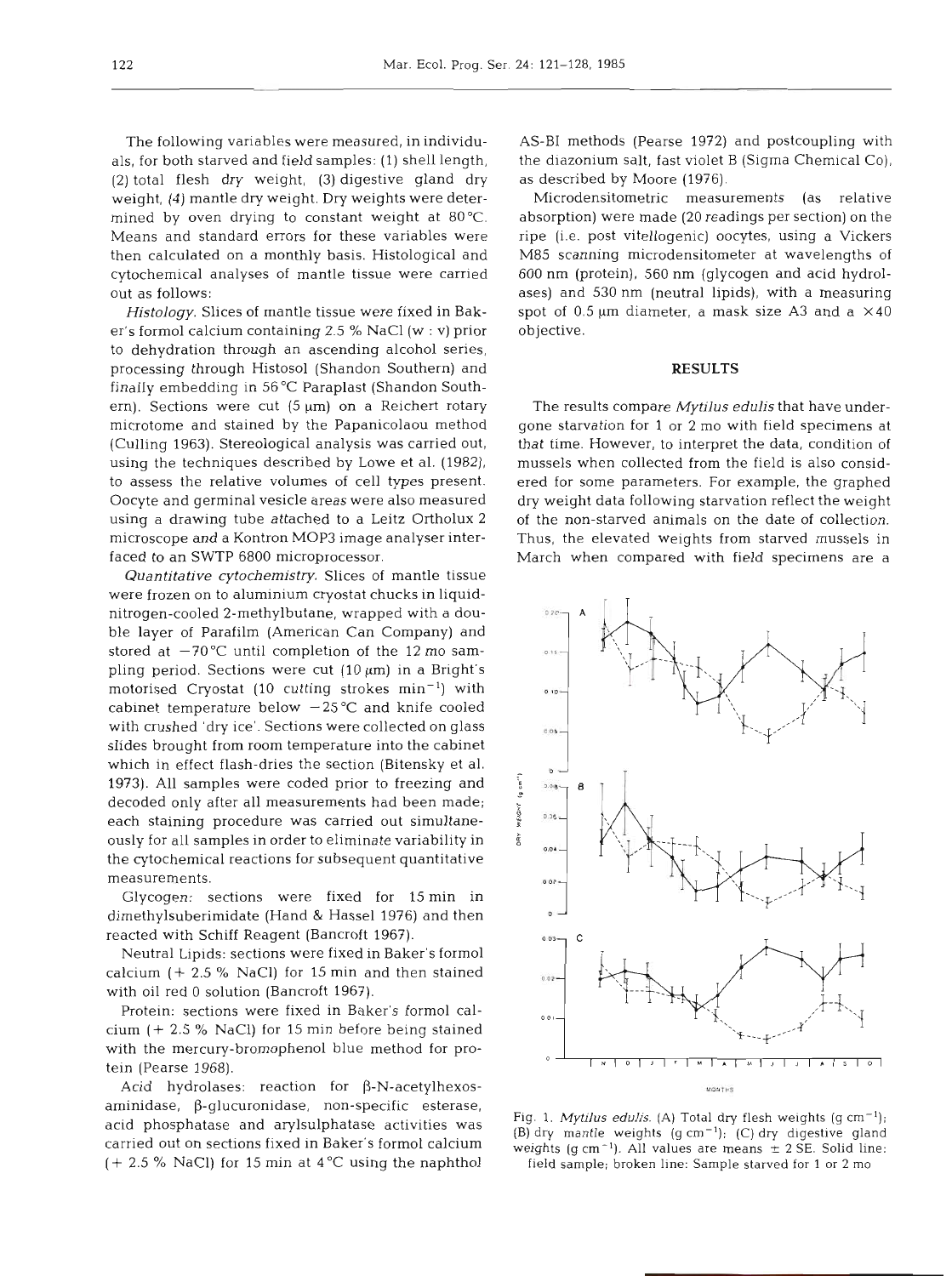The following variables were measured, in individuals, for both starved and field samples: (1) shell length, (2) total flesh dry weight, (3) digestive gland dry weight, (4) mantle dry weight. Dry weights were determined by oven drying to constant weight at 80 °C. Means and standard errors for these variables were then calculated on a monthly basis. Histological and cytochemical analyses of mantle tissue were carried out as follows:

*Histology*. Slices of mantle tissue were fixed in Baker's formol calcium containing 2.5 % NaCl (w : v) prior to dehydration through an ascending alcohol series, processing through Histosol (Shandon Southern) and finally embedding in 56 °C Paraplast (Shandon Southern). Sections were cut (5 µm) on a Reichert rotary microtome and stained by the Papanicolaou method (Culling 1963). Stereological analysis was carried out, using the techniques described by Lowe et al. (1982), to assess the relative volumes of cell types present. Oocyte and germinal vesicle areas were also measured using a drawing tube attached to a Leitz Ortholux 2 microscope and a Kontron MOP3 image analyser interfaced to an SWTP 6800 microprocessor.

*Quantitative cytochemistry*. Slices of mantle tissue were frozen on to aluminium cryostat chucks in liquid-nitrogen-cooled 2-methylbutane, wrapped with a double layer of Parafilm (American Can Company) and stored at −70 °C until completion of the 12 mo sampling period. Sections were cut (10 µm) in a Bright's motorised Cryostat (10 cutting strokes $min^{-1}$) with cabinet temperature below −25 °C and knife cooled with crushed 'dry ice'. Sections were collected on glass slides brought from room temperature into the cabinet which in effect flash-dries the section (Bitensky et al. 1973). All samples were coded prior to freezing and decoded only after all measurements had been made; each staining procedure was carried out simultaneously for all samples in order to eliminate variability in the cytochemical reactions for subsequent quantitative measurements.

Glycogen: sections were fixed for 15 min in dimethylsuberimidate (Hand & Hassel 1976) and then reacted with Schiff Reagent (Bancroft 1967).

Neutral Lipids: sections were fixed in Baker's formol calcium (+ 2.5 % NaCl) for 15 min and then stained with oil red O solution (Bancroft 1967).

Protein: sections were fixed in Baker's formol calcium (+ 2.5 % NaCl) for 15 min before being stained with the mercury-bromophenol blue method for protein (Pearse 1968).

Acid hydrolases: reaction for β-N-acetylhexosaminidase, β-glucuronidase, non-specific esterase, acid phosphatase and arylsulphatase activities was carried out on sections fixed in Baker's formol calcium (+ 2.5 % NaCl) for 15 min at 4 °C using the naphthol AS-BI methods (Pearse 1972) and postcoupling with the diazonium salt, fast violet B (Sigma Chemical Co), as described by Moore (1976).

Microdensitometric measurements (as relative absorption) were made (20 readings per section) on the ripe (i.e. post vitellogenic) oocytes, using a Vickers M85 scanning microdensitometer at wavelengths of 600 nm (protein), 560 nm (glycogen and acid hydrolases) and 530 nm (neutral lipids), with a measuring spot of 0.5 µm diameter, a mask size A3 and a ×40 objective.

## RESULTS

The results compare *Mytilus edulis* that have undergone starvation for 1 or 2 mo with field specimens at that time. However, to interpret the data, condition of mussels when collected from the field is also considered for some parameters. For example, the graphed dry weight data following starvation reflect the weight of the non-starved animals on the date of collection. Thus, the elevated weights from starved mussels in March when compared with field specimens are a

Fig. 1. *Mytilus edulis*. (A) Total dry flesh weights (g $cm^{-1}$); (B) dry mantle weights (g $cm^{-1}$); (C) dry digestive gland weights (g $cm^{-1}$). All values are means ± 2 SE. Solid line: field sample; broken line: Sample starved for 1 or 2 mo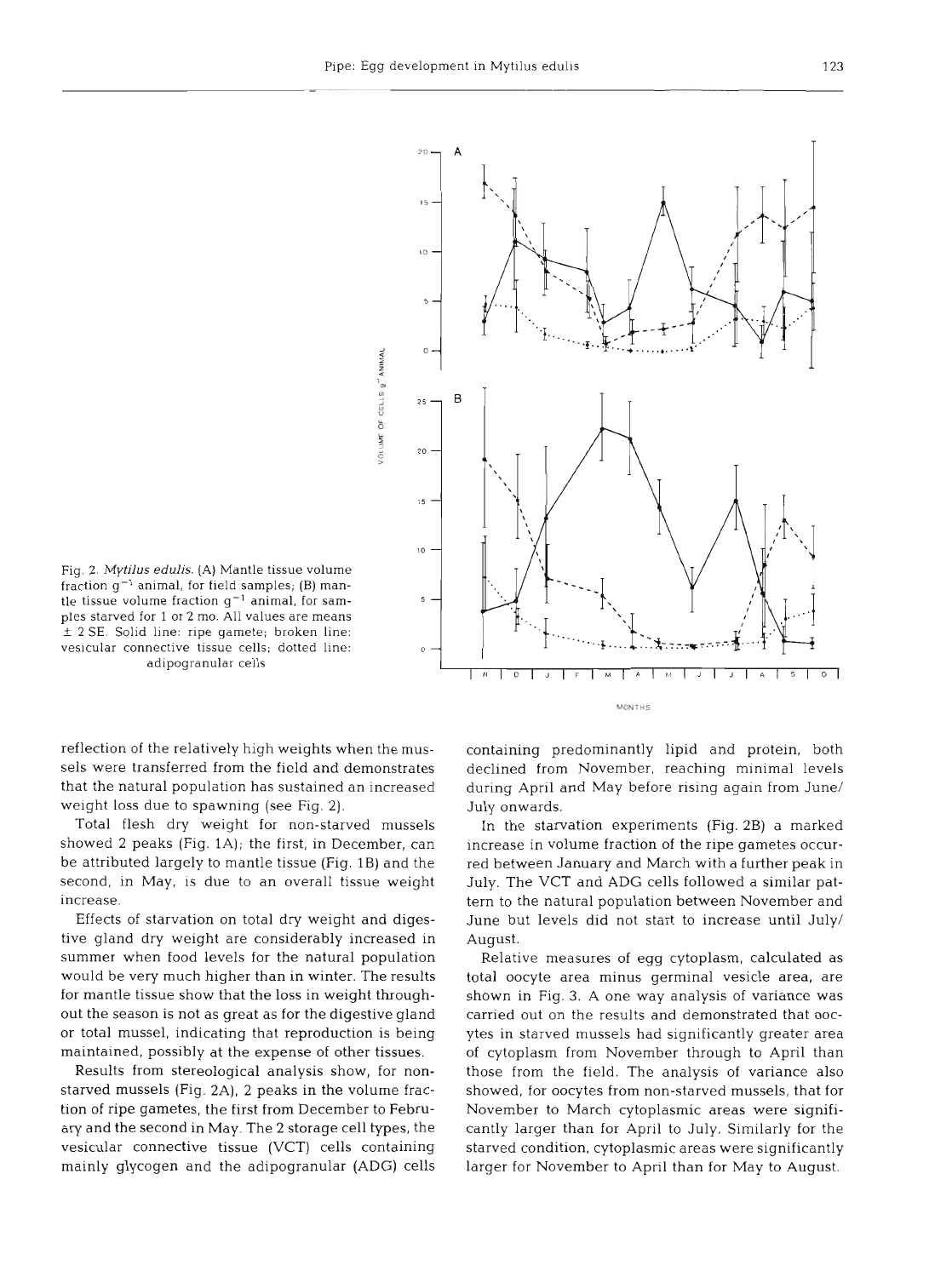Fig. 2. *Mytilus edulis*. (A) Mantle tissue volume fraction $g^{-1}$ animal, for field samples; (B) mantle tissue volume fraction $g^{-1}$ animal, for samples starved for 1 or 2 mo. All values are means ± 2 SE. Solid line: ripe gamete; broken line: vesicular connective tissue cells; dotted line: adipogranular cells

reflection of the relatively high weights when the mussels were transferred from the field and demonstrates that the natural population has sustained an increased weight loss due to spawning (see Fig. 2).

Total flesh dry weight for non-starved mussels showed 2 peaks (Fig. 1A); the first, in December, can be attributed largely to mantle tissue (Fig. 1B) and the second, in May, is due to an overall tissue weight increase.

Effects of starvation on total dry weight and digestive gland dry weight are considerably increased in summer when food levels for the natural population would be very much higher than in winter. The results for mantle tissue show that the loss in weight throughout the season is not as great as for the digestive gland or total mussel, indicating that reproduction is being maintained, possibly at the expense of other tissues.

Results from stereological analysis show, for non-starved mussels (Fig. 2A), 2 peaks in the volume fraction of ripe gametes, the first from December to February and the second in May. The 2 storage cell types, the vesicular connective tissue (VCT) cells containing mainly glycogen and the adipogranular (ADG) cells containing predominantly lipid and protein, both declined from November, reaching minimal levels during April and May before rising again from June/July onwards.

In the starvation experiments (Fig. 2B) a marked increase in volume fraction of the ripe gametes occurred between January and March with a further peak in July. The VCT and ADG cells followed a similar pattern to the natural population between November and June but levels did not start to increase until July/August.

Relative measures of egg cytoplasm, calculated as total oocyte area minus germinal vesicle area, are shown in Fig. 3. A one way analysis of variance was carried out on the results and demonstrated that oocytes in starved mussels had significantly greater area of cytoplasm from November through to April than those from the field. The analysis of variance also showed, for oocytes from non-starved mussels, that for November to March cytoplasmic areas were significantly larger than for April to July. Similarly for the starved condition, cytoplasmic areas were significantly larger for November to April than for May to August.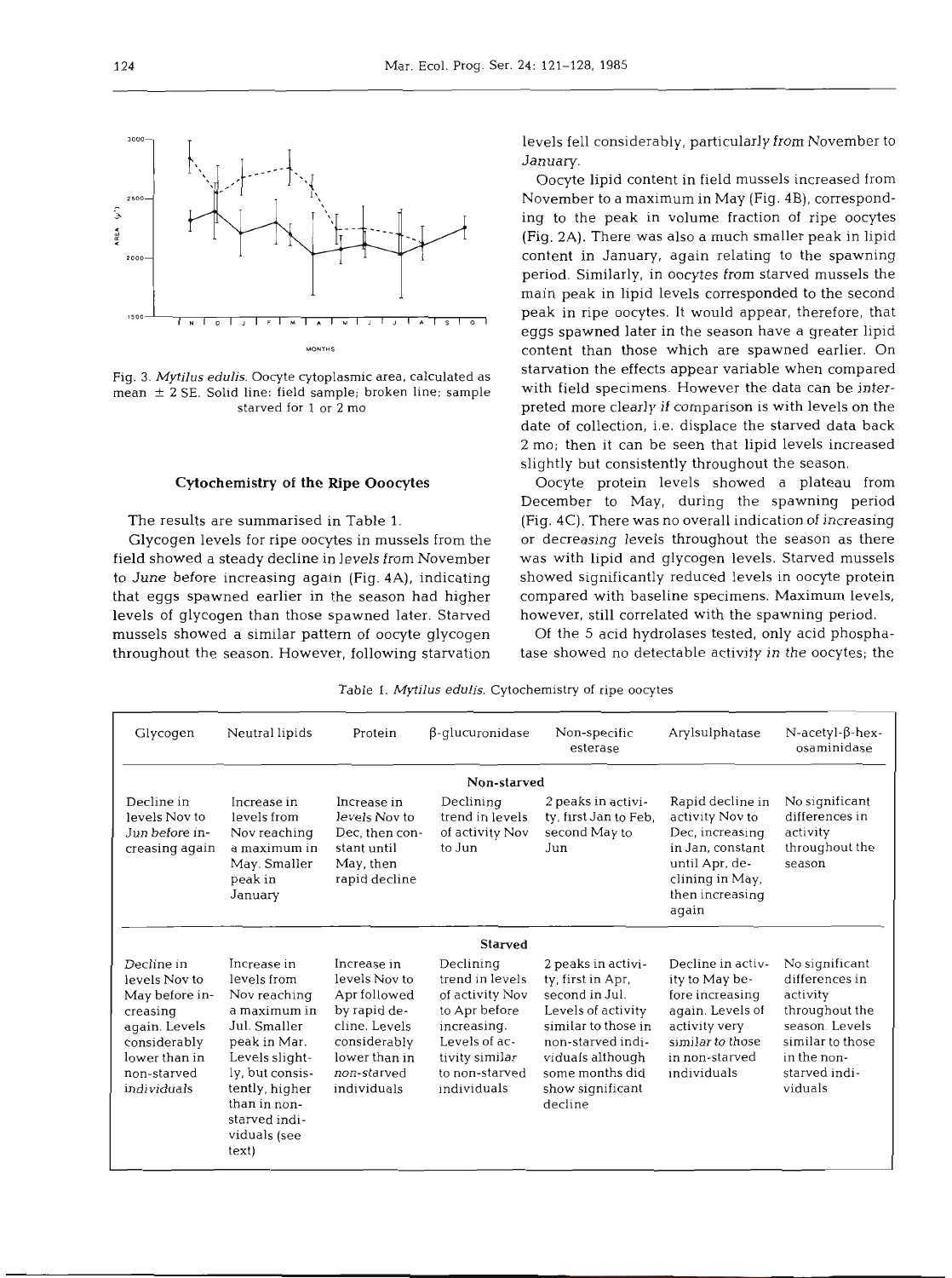Fig. 3. *Mytilus edulis*. Oocyte cytoplasmic area, calculated as mean ± 2 SE. Solid line: field sample; broken line: sample starved for 1 or 2 mo

## Cytochemistry of the Ripe Ooocytes

The results are summarised in Table 1.

Glycogen levels for ripe oocytes in mussels from the field showed a steady decline in levels from November to June before increasing again (Fig. 4A), indicating that eggs spawned earlier in the season had higher levels of glycogen than those spawned later. Starved mussels showed a similar pattern of oocyte glycogen throughout the season. However, following starvation levels fell considerably, particularly from November to January.

Oocyte lipid content in field mussels increased from November to a maximum in May (Fig. 4B), corresponding to the peak in volume fraction of ripe oocytes (Fig. 2A). There was also a much smaller peak in lipid content in January, again relating to the spawning period. Similarly, in oocytes from starved mussels the main peak in lipid levels corresponded to the second peak in ripe oocytes. It would appear, therefore, that eggs spawned later in the season have a greater lipid content than those which are spawned earlier. On starvation the effects appear variable when compared with field specimens. However the data can be interpreted more clearly if comparison is with levels on the date of collection, i.e. displace the starved data back 2 mo; then it can be seen that lipid levels increased slightly but consistently throughout the season.

Oocyte protein levels showed a plateau from December to May, during the spawning period (Fig. 4C). There was no overall indication of increasing or decreasing levels throughout the season as there was with lipid and glycogen levels. Starved mussels showed significantly reduced levels in oocyte protein compared with baseline specimens. Maximum levels, however, still correlated with the spawning period.

Of the 5 acid hydrolases tested, only acid phosphatase showed no detectable activity in the oocytes; the

Table 1. *Mytilus edulis*. Cytochemistry of ripe oocytes

| Glycogen | Neutral lipids | Protein | β-glucuronidase | Non-specific esterase | Arylsulphatase | N-acetyl-β-hexosaminidase |
|---|---|---|---|---|---|---|
| **Non-starved** | | | | | | |
| Decline in levels Nov to Jun before increasing again | Increase in levels from Nov reaching a maximum in May. Smaller peak in January | Increase in levels Nov to Dec, then constant until May, then rapid decline | Declining trend in levels of activity Nov to Jun | 2 peaks in activity, first Jan to Feb, second May to Jun | Rapid decline in activity Nov to Dec, increasing in Jan, constant until Apr, declining in May, then increasing again | No significant differences in activity throughout the season |
| **Starved** | | | | | | |
| Decline in levels Nov to May before increasing again. Levels considerably lower than in non-starved individuals | Increase in levels from Nov reaching a maximum in Jul. Smaller peak in Mar. Levels slightly, but consistently, higher than in non-starved individuals (see text) | Increase in levels Nov to Apr followed by rapid decline. Levels considerably lower than in non-starved individuals | Declining trend in levels of activity Nov to Apr before increasing. Levels of activity similar to non-starved individuals | 2 peaks in activity, first in Apr, second in Jul. Levels of activity similar to those in non-starved individuals although some months did show significant decline | Decline in activity to May before increasing again. Levels of activity very similar to those in non-starved individuals | No significant differences in activity throughout the season. Levels similar to those in the non-starved individuals |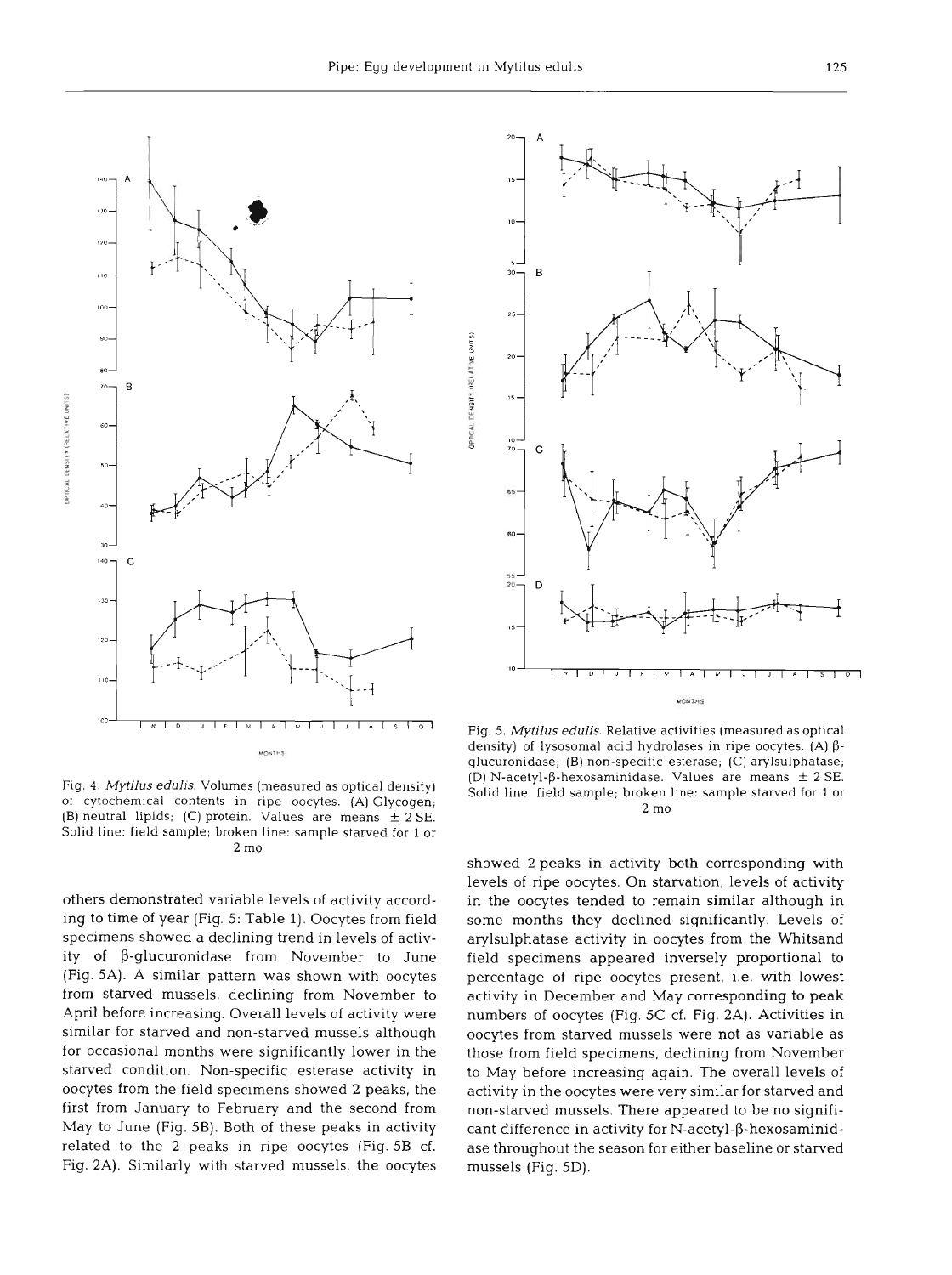Fig. 4. *Mytilus edulis.* Volumes (measured as optical density) of cytochemical contents in ripe oocytes. (A) Glycogen; (B) neutral lipids; (C) protein. Values are means ± 2 SE. Solid line: field sample; broken line: sample starved for 1 or 2 mo

Fig. 5. *Mytilus edulis.* Relative activities (measured as optical density) of lysosomal acid hydrolases in ripe oocytes. (A) β-glucuronidase; (B) non-specific esterase; (C) arylsulphatase; (D) N-acetyl-β-hexosaminidase. Values are means ± 2 SE. Solid line: field sample; broken line: sample starved for 1 or 2 mo

others demonstrated variable levels of activity according to time of year (Fig. 5: Table 1). Oocytes from field specimens showed a declining trend in levels of activity of β-glucuronidase from November to June (Fig. 5A). A similar pattern was shown with oocytes from starved mussels, declining from November to April before increasing. Overall levels of activity were similar for starved and non-starved mussels although for occasional months were significantly lower in the starved condition. Non-specific esterase activity in oocytes from the field specimens showed 2 peaks, the first from January to February and the second from May to June (Fig. 5B). Both of these peaks in activity related to the 2 peaks in ripe oocytes (Fig. 5B cf. Fig. 2A). Similarly with starved mussels, the oocytes showed 2 peaks in activity both corresponding with levels of ripe oocytes. On starvation, levels of activity in the oocytes tended to remain similar although in some months they declined significantly. Levels of arylsulphatase activity in oocytes from the Whitsand field specimens appeared inversely proportional to percentage of ripe oocytes present, i.e. with lowest activity in December and May corresponding to peak numbers of oocytes (Fig. 5C cf. Fig. 2A). Activities in oocytes from starved mussels were not as variable as those from field specimens, declining from November to May before increasing again. The overall levels of activity in the oocytes were very similar for starved and non-starved mussels. There appeared to be no significant difference in activity for N-acetyl-β-hexosaminidase throughout the season for either baseline or starved mussels (Fig. 5D).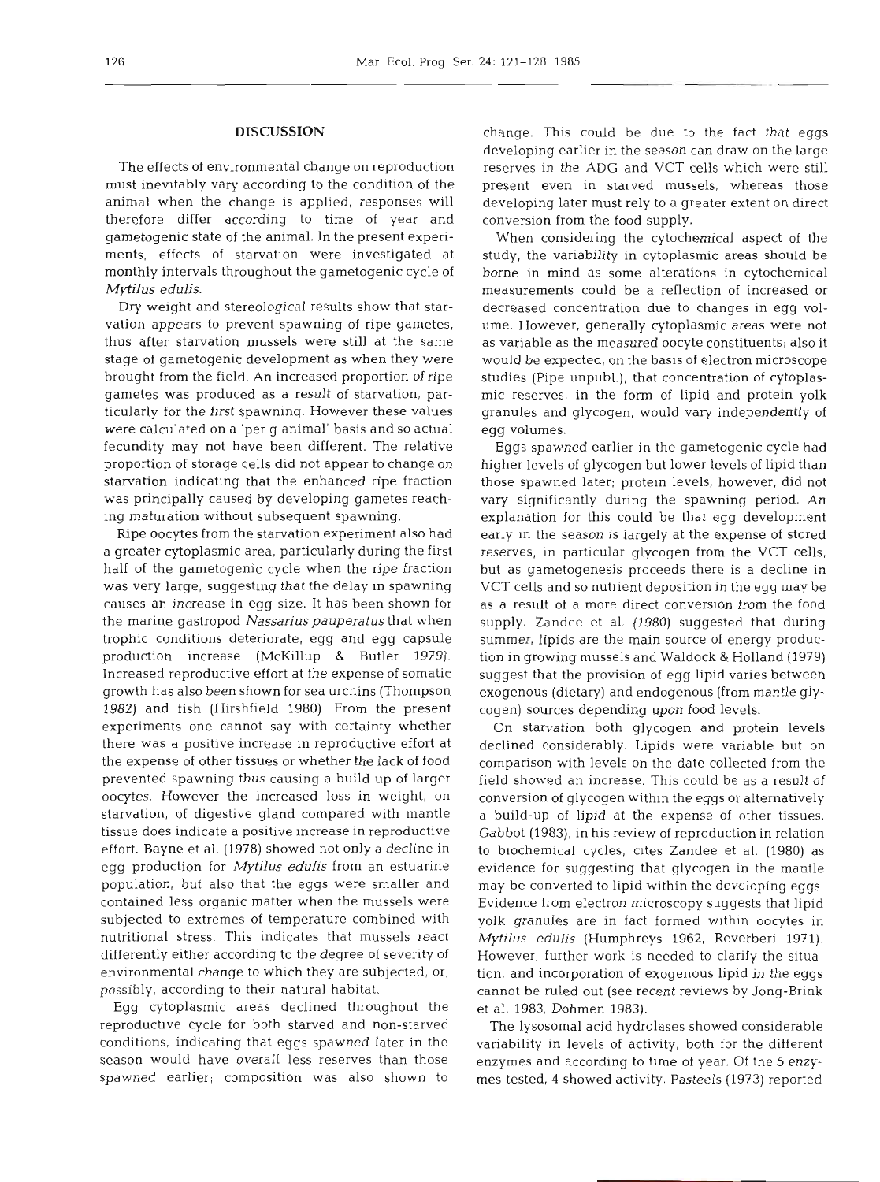## DISCUSSION

The effects of environmental change on reproduction must inevitably vary according to the condition of the animal when the change is applied; responses will therefore differ according to time of year and gametogenic state of the animal. In the present experiments, effects of starvation were investigated at monthly intervals throughout the gametogenic cycle of *Mytilus edulis*.

Dry weight and stereological results show that starvation appears to prevent spawning of ripe gametes, thus after starvation mussels were still at the same stage of gametogenic development as when they were brought from the field. An increased proportion of ripe gametes was produced as a result of starvation, particularly for the first spawning. However these values were calculated on a 'per g animal' basis and so actual fecundity may not have been different. The relative proportion of storage cells did not appear to change on starvation indicating that the enhanced ripe fraction was principally caused by developing gametes reaching maturation without subsequent spawning.

Ripe oocytes from the starvation experiment also had a greater cytoplasmic area, particularly during the first half of the gametogenic cycle when the ripe fraction was very large, suggesting that the delay in spawning causes an increase in egg size. It has been shown for the marine gastropod *Nassarius pauperatus* that when trophic conditions deteriorate, egg and egg capsule production increase (McKillup & Butler 1979). Increased reproductive effort at the expense of somatic growth has also been shown for sea urchins (Thompson 1982) and fish (Hirshfield 1980). From the present experiments one cannot say with certainty whether there was a positive increase in reproductive effort at the expense of other tissues or whether the lack of food prevented spawning thus causing a build up of larger oocytes. However the increased loss in weight, on starvation, of digestive gland compared with mantle tissue does indicate a positive increase in reproductive effort. Bayne et al. (1978) showed not only a decline in egg production for *Mytilus edulis* from an estuarine population, but also that the eggs were smaller and contained less organic matter when the mussels were subjected to extremes of temperature combined with nutritional stress. This indicates that mussels react differently either according to the degree of severity of environmental change to which they are subjected, or, possibly, according to their natural habitat.

Egg cytoplasmic areas declined throughout the reproductive cycle for both starved and non-starved conditions, indicating that eggs spawned later in the season would have overall less reserves than those spawned earlier; composition was also shown to change. This could be due to the fact that eggs developing earlier in the season can draw on the large reserves in the ADG and VCT cells which were still present even in starved mussels, whereas those developing later must rely to a greater extent on direct conversion from the food supply.

When considering the cytochemical aspect of the study, the variability in cytoplasmic areas should be borne in mind as some alterations in cytochemical measurements could be a reflection of increased or decreased concentration due to changes in egg volume. However, generally cytoplasmic areas were not as variable as the measured oocyte constituents; also it would be expected, on the basis of electron microscope studies (Pipe unpubl.), that concentration of cytoplasmic reserves, in the form of lipid and protein yolk granules and glycogen, would vary independently of egg volumes.

Eggs spawned earlier in the gametogenic cycle had higher levels of glycogen but lower levels of lipid than those spawned later; protein levels, however, did not vary significantly during the spawning period. An explanation for this could be that egg development early in the season is largely at the expense of stored reserves, in particular glycogen from the VCT cells, but as gametogenesis proceeds there is a decline in VCT cells and so nutrient deposition in the egg may be as a result of a more direct conversion from the food supply. Zandee et al. (1980) suggested that during summer, lipids are the main source of energy production in growing mussels and Waldock & Holland (1979) suggest that the provision of egg lipid varies between exogenous (dietary) and endogenous (from mantle glycogen) sources depending upon food levels.

On starvation both glycogen and protein levels declined considerably. Lipids were variable but on comparison with levels on the date collected from the field showed an increase. This could be as a result of conversion of glycogen within the eggs or alternatively a build-up of lipid at the expense of other tissues. Gabbot (1983), in his review of reproduction in relation to biochemical cycles, cites Zandee et al. (1980) as evidence for suggesting that glycogen in the mantle may be converted to lipid within the developing eggs. Evidence from electron microscopy suggests that lipid yolk granules are in fact formed within oocytes in *Mytilus edulis* (Humphreys 1962, Reverberi 1971). However, further work is needed to clarify the situation, and incorporation of exogenous lipid in the eggs cannot be ruled out (see recent reviews by Jong-Brink et al. 1983, Dohmen 1983).

The lysosomal acid hydrolases showed considerable variability in levels of activity, both for the different enzymes and according to time of year. Of the 5 enzymes tested, 4 showed activity. Pasteels (1973) reported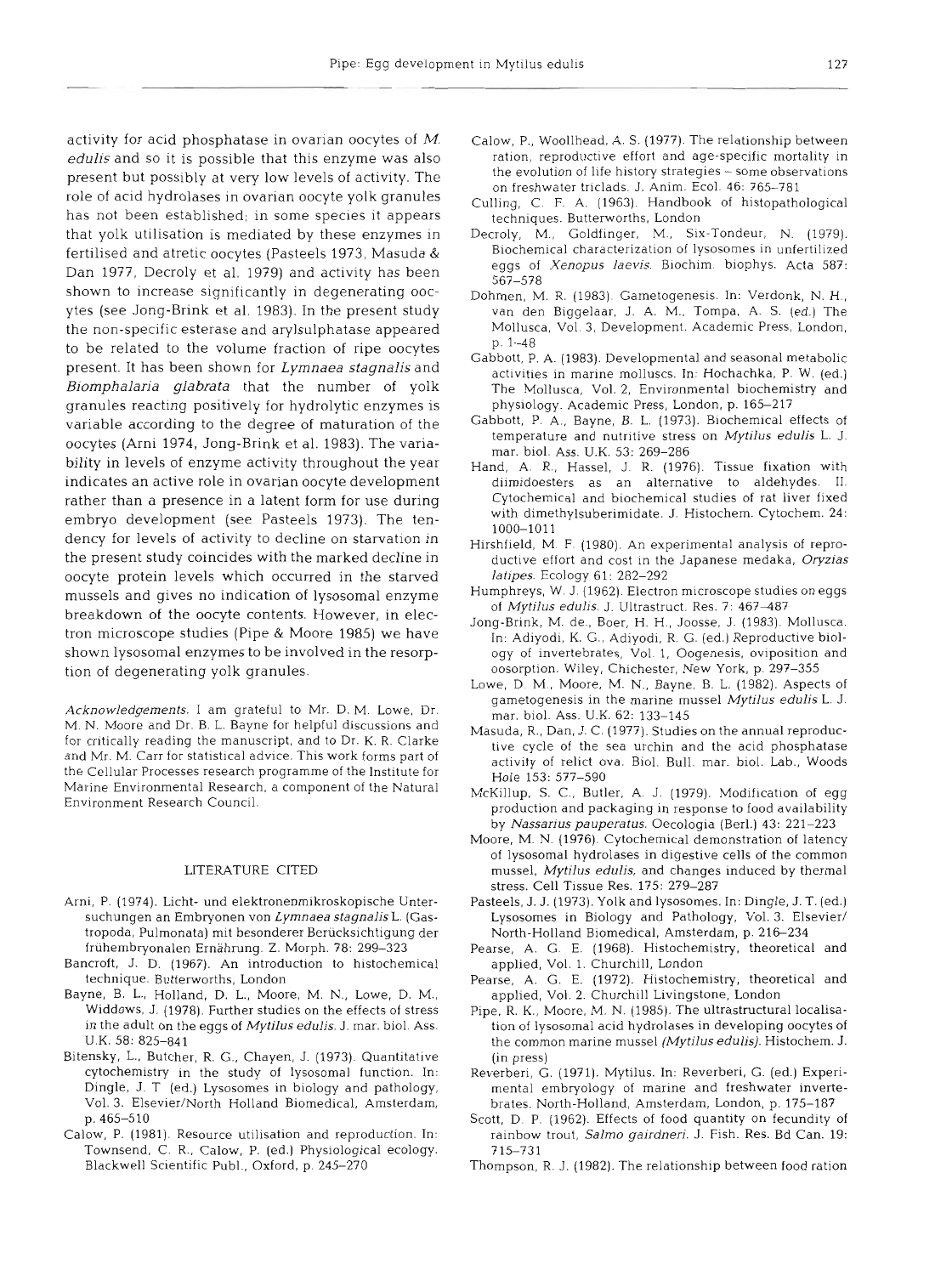activity for acid phosphatase in ovarian oocytes of *M. edulis* and so it is possible that this enzyme was also present but possibly at very low levels of activity. The role of acid hydrolases in ovarian oocyte yolk granules has not been established; in some species it appears that yolk utilisation is mediated by these enzymes in fertilised and atretic oocytes (Pasteels 1973, Masuda & Dan 1977, Decroly et al. 1979) and activity has been shown to increase significantly in degenerating oocytes (see Jong-Brink et al. 1983). In the present study the non-specific esterase and arylsulphatase appeared to be related to the volume fraction of ripe oocytes present. It has been shown for *Lymnaea stagnalis* and *Biomphalaria glabrata* that the number of yolk granules reacting positively for hydrolytic enzymes is variable according to the degree of maturation of the oocytes (Arni 1974, Jong-Brink et al. 1983). The variability in levels of enzyme activity throughout the year indicates an active role in ovarian oocyte development rather than a presence in a latent form for use during embryo development (see Pasteels 1973). The tendency for levels of activity to decline on starvation in the present study coincides with the marked decline in oocyte protein levels which occurred in the starved mussels and gives no indication of lysosomal enzyme breakdown of the oocyte contents. However, in electron microscope studies (Pipe & Moore 1985) we have shown lysosomal enzymes to be involved in the resorption of degenerating yolk granules.

*Acknowledgements.* I am grateful to Mr. D. M. Lowe, Dr. M. N. Moore and Dr. B. L. Bayne for helpful discussions and for critically reading the manuscript, and to Dr. K. R. Clarke and Mr. M. Carr for statistical advice. This work forms part of the Cellular Processes research programme of the Institute for Marine Environmental Research, a component of the Natural Environment Research Council.

## LITERATURE CITED

Arni, P. (1974). Licht- und elektronenmikroskopische Untersuchungen an Embryonen von *Lymnaea stagnalis* L. (Gastropoda, Pulmonata) mit besonderer Berücksichtigung der frühembryonalen Ernährung. Z. Morph. 78: 299–323

Bancroft, J. D. (1967). An introduction to histochemical technique. Butterworths, London

Bayne, B. L., Holland, D. L., Moore, M. N., Lowe, D. M., Widdows, J. (1978). Further studies on the effects of stress in the adult on the eggs of *Mytilus edulis*. J. mar. biol. Ass. U.K. 58: 825–841

Bitensky, L., Butcher, R. G., Chayen, J. (1973). Quantitative cytochemistry in the study of lysosomal function. In: Dingle, J. T (ed.) Lysosomes in biology and pathology, Vol. 3. Elsevier/North Holland Biomedical, Amsterdam, p. 465–510

Calow, P. (1981). Resource utilisation and reproduction. In: Townsend, C. R., Calow, P. (ed.) Physiological ecology. Blackwell Scientific Publ., Oxford, p. 245–270

Calow, P., Woollhead, A. S. (1977). The relationship between ration, reproductive effort and age-specific mortality in the evolution of life history strategies – some observations on freshwater triclads. J. Anim. Ecol. 46: 765–781

Culling, C. F. A. (1963). Handbook of histopathological techniques. Butterworths, London

Decroly, M., Goldfinger, M., Six-Tondeur, N. (1979). Biochemical characterization of lysosomes in unfertilized eggs of *Xenopus laevis*. Biochim. biophys. Acta 587: 567–578

Dohmen, M. R. (1983). Gametogenesis. In: Verdonk, N. H., van den Biggelaar, J. A. M., Tompa, A. S. (ed.) The Mollusca, Vol. 3, Development. Academic Press, London, p. 1–48

Gabbott, P. A. (1983). Developmental and seasonal metabolic activities in marine molluscs. In: Hochachka, P. W. (ed.) The Mollusca, Vol. 2, Environmental biochemistry and physiology. Academic Press, London, p. 165–217

Gabbott, P. A., Bayne, B. L. (1973). Biochemical effects of temperature and nutritive stress on *Mytilus edulis* L. J. mar. biol. Ass. U.K. 53: 269–286

Hand, A. R., Hassel, J. R. (1976). Tissue fixation with diimidoesters as an alternative to aldehydes. II. Cytochemical and biochemical studies of rat liver fixed with dimethylsuberimidate. J. Histochem. Cytochem. 24: 1000–1011

Hirshfield, M. F. (1980). An experimental analysis of reproductive effort and cost in the Japanese medaka, *Oryzias latipes*. Ecology 61: 282–292

Humphreys, W. J. (1962). Electron microscope studies on eggs of *Mytilus edulis*. J. Ultrastruct. Res. 7: 467–487

Jong-Brink, M. de., Boer, H. H., Joosse, J. (1983). Mollusca. In: Adiyodi, K. G., Adiyodi, R. G. (ed.) Reproductive biology of invertebrates, Vol. 1, Oogenesis, oviposition and oosorption. Wiley, Chichester, New York, p. 297–355

Lowe, D. M., Moore, M. N., Bayne, B. L. (1982). Aspects of gametogenesis in the marine mussel *Mytilus edulis* L. J. mar. biol. Ass. U.K. 62: 133–145

Masuda, R., Dan, J. C. (1977). Studies on the annual reproductive cycle of the sea urchin and the acid phosphatase activity of relict ova. Biol. Bull. mar. biol. Lab., Woods Hole 153: 577–590

McKillup, S. C., Butler, A. J. (1979). Modification of egg production and packaging in response to food availability by *Nassarius pauperatus*. Oecologia (Berl.) 43: 221–223

Moore, M. N. (1976). Cytochemical demonstration of latency of lysosomal hydrolases in digestive cells of the common mussel, *Mytilus edulis*, and changes induced by thermal stress. Cell Tissue Res. 175: 279–287

Pasteels, J. J. (1973). Yolk and lysosomes. In: Dingle, J. T. (ed.) Lysosomes in Biology and Pathology, Vol. 3. Elsevier/North-Holland Biomedical, Amsterdam, p. 216–234

Pearse, A. G. E. (1968). Histochemistry, theoretical and applied, Vol. 1. Churchill, London

Pearse, A. G. E. (1972). Histochemistry, theoretical and applied, Vol. 2. Churchill Livingstone, London

Pipe, R. K., Moore, M. N. (1985). The ultrastructural localisation of lysosomal acid hydrolases in developing oocytes of the common marine mussel (*Mytilus edulis*). Histochem. J. (in press)

Reverberi, G. (1971). Mytilus. In: Reverberi, G. (ed.) Experimental embryology of marine and freshwater invertebrates. North-Holland, Amsterdam, London, p. 175–187

Scott, D. P. (1962). Effects of food quantity on fecundity of rainbow trout, *Salmo gairdneri*. J. Fish. Res. Bd Can. 19: 715–731

Thompson, R. J. (1982). The relationship between food ration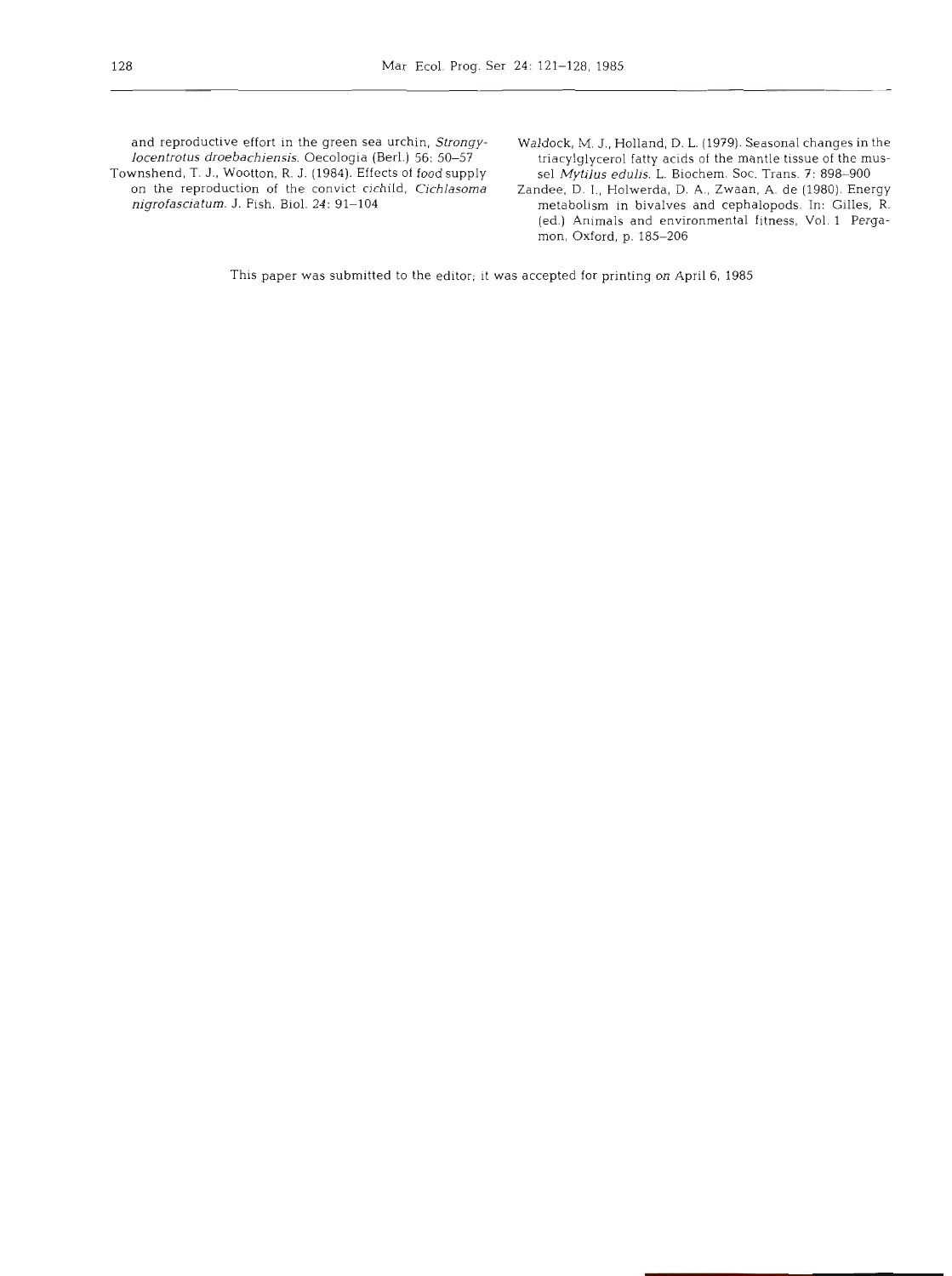and reproductive effort in the green sea urchin, *Strongylocentrotus droebachiensis*. Oecologia (Berl.) 56: 50–57

Townshend, T. J., Wootton, R. J. (1984). Effects of food supply on the reproduction of the convict cichild, *Cichlasoma nigrofasciatum*. J. Fish. Biol. 24: 91–104

Waldock, M. J., Holland, D. L. (1979). Seasonal changes in the triacylglycerol fatty acids of the mantle tissue of the mussel *Mytilus edulis*. L. Biochem. Soc. Trans. 7: 898–900

Zandee, D. I., Holwerda, D. A., Zwaan, A. de (1980). Energy metabolism in bivalves and cephalopods. In: Gilles, R. (ed.) Animals and environmental fitness, Vol. 1 Pergamon, Oxford, p. 185–206

This paper was submitted to the editor; it was accepted for printing on April 6, 1985